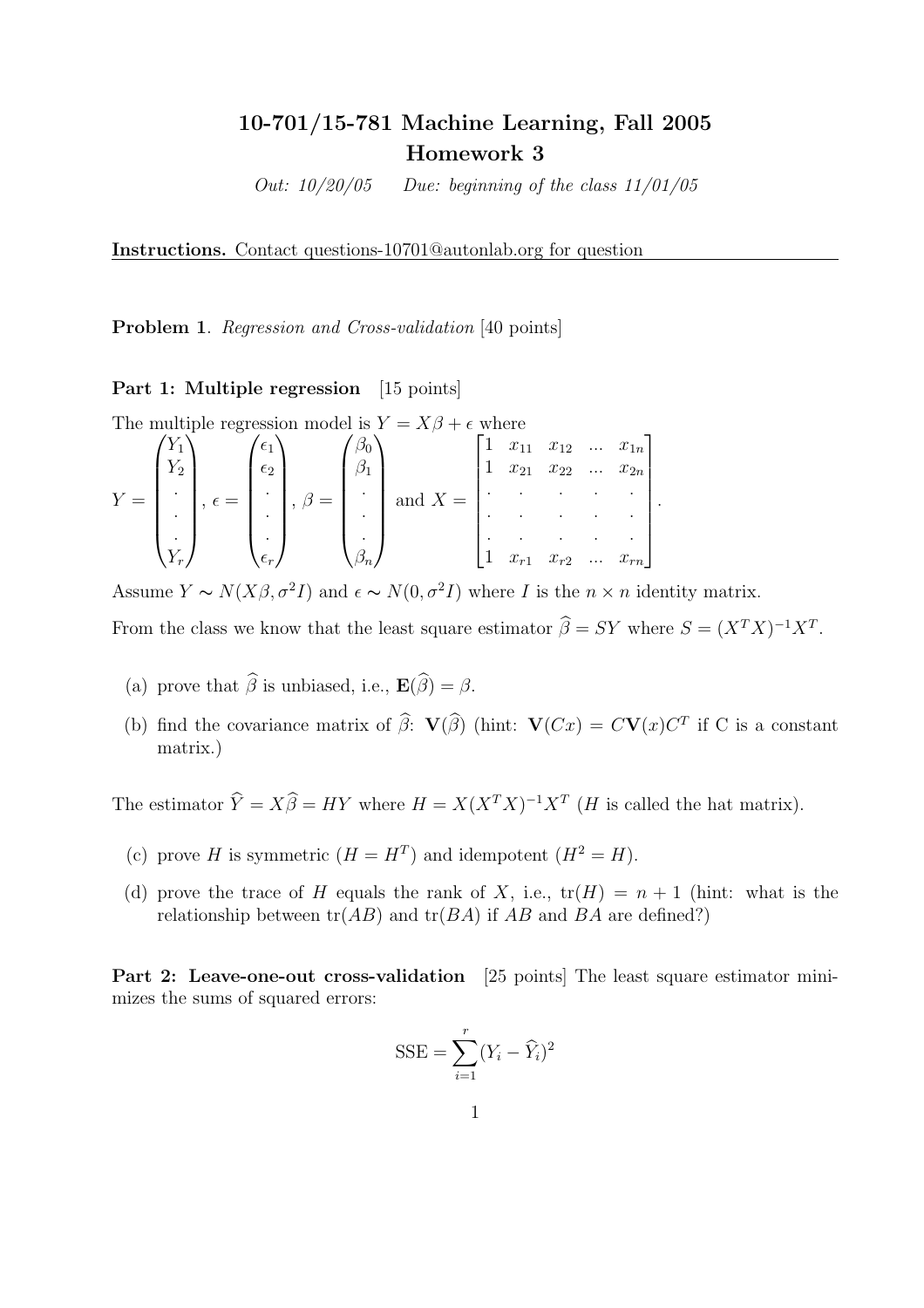# 10-701/15-781 Machine Learning, Fall 2005
## Homework 3

*Out: 10/20/05* *Due: beginning of the class 11/01/05*

**Instructions.** Contact questions-10701@autonlab.org for question

**Problem 1**. *Regression and Cross-validation* [40 points]

**Part 1: Multiple regression** [15 points]

The multiple regression model is $Y = X\beta + \epsilon$ where

$$Y = \begin{pmatrix} Y_1 \\ Y_2 \\ \cdot \\ \cdot \\ \cdot \\ Y_r \end{pmatrix}, \epsilon = \begin{pmatrix} \epsilon_1 \\ \epsilon_2 \\ \cdot \\ \cdot \\ \cdot \\ \epsilon_r \end{pmatrix}, \beta = \begin{pmatrix} \beta_0 \\ \beta_1 \\ \cdot \\ \cdot \\ \cdot \\ \beta_n \end{pmatrix} \text{ and } X = \begin{bmatrix} 1 & x_{11} & x_{12} & ... & x_{1n} \\ 1 & x_{21} & x_{22} & ... & x_{2n} \\ \cdot & \cdot & \cdot & \cdot & \cdot \\ \cdot & \cdot & \cdot & \cdot & \cdot \\ \cdot & \cdot & \cdot & \cdot & \cdot \\ 1 & x_{r1} & x_{r2} & ... & x_{rn} \end{bmatrix}.$$

Assume $Y \sim N(X\beta, \sigma^2 I)$ and $\epsilon \sim N(0, \sigma^2 I)$ where $I$ is the $n \times n$ identity matrix.

From the class we know that the least square estimator $\widehat{\beta} = SY$ where $S = (X^T X)^{-1} X^T$.

(a) prove that $\widehat{\beta}$ is unbiased, i.e., $\mathbf{E}(\widehat{\beta}) = \beta$.

(b) find the covariance matrix of $\widehat{\beta}$: $\mathbf{V}(\widehat{\beta})$ (hint: $\mathbf{V}(Cx) = C\mathbf{V}(x)C^T$ if C is a constant matrix.)

The estimator $\widehat{Y} = X\widehat{\beta} = HY$ where $H = X(X^T X)^{-1} X^T$ ($H$ is called the hat matrix).

(c) prove $H$ is symmetric ($H = H^T$) and idempotent ($H^2 = H$).

(d) prove the trace of $H$ equals the rank of $X$, i.e., $\text{tr}(H) = n + 1$ (hint: what is the relationship between $\text{tr}(AB)$ and $\text{tr}(BA)$ if $AB$ and $BA$ are defined?)

**Part 2: Leave-one-out cross-validation** [25 points] The least square estimator minimizes the sums of squared errors:

$$\text{SSE} = \sum_{i=1}^{r} (Y_i - \widehat{Y}_i)^2$$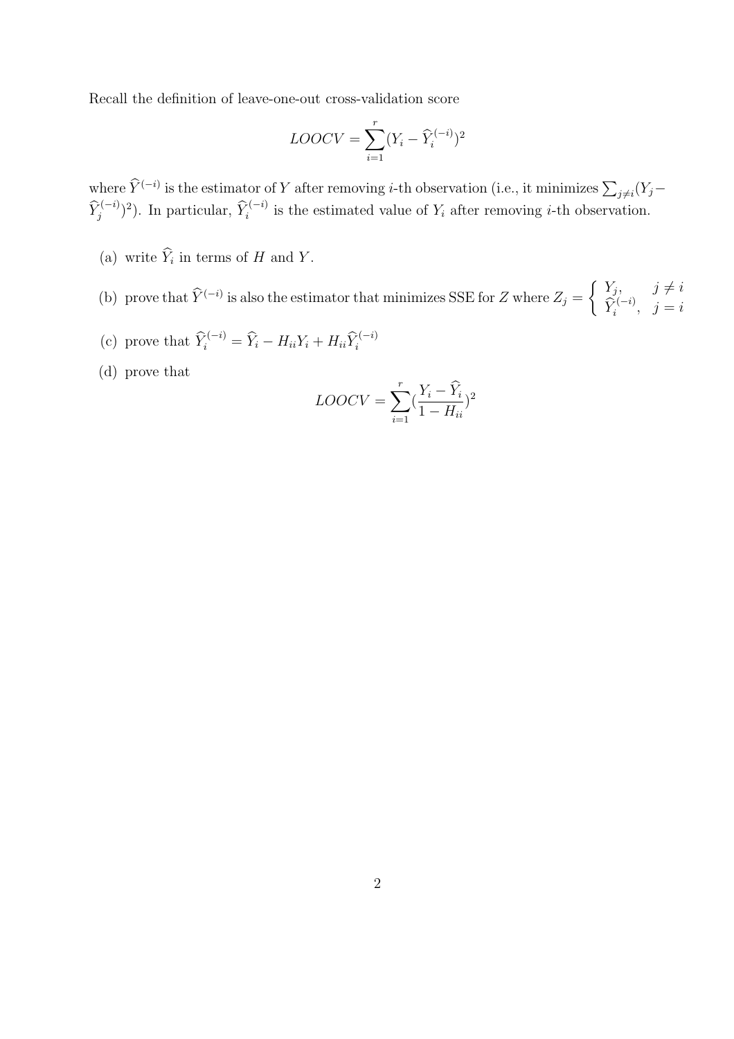Recall the definition of leave-one-out cross-validation score

$$LOOCV = \sum_{i=1}^{r} (Y_i - \widehat{Y}_i^{(-i)})^2$$

where $\widehat{Y}^{(-i)}$ is the estimator of $Y$ after removing $i$-th observation (i.e., it minimizes $\sum_{j \neq i} (Y_j - \widehat{Y}_j^{(-i)})^2$). In particular, $\widehat{Y}_i^{(-i)}$ is the estimated value of $Y_i$ after removing $i$-th observation.

(a) write $\widehat{Y}_i$ in terms of $H$ and $Y$.

(b) prove that $\widehat{Y}^{(-i)}$ is also the estimator that minimizes SSE for $Z$ where $Z_j = \begin{cases} Y_j, & j \neq i \\ \widehat{Y}_i^{(-i)}, & j = i \end{cases}$

(c) prove that $\widehat{Y}_i^{(-i)} = \widehat{Y}_i - H_{ii} Y_i + H_{ii} \widehat{Y}_i^{(-i)}$

(d) prove that

$$LOOCV = \sum_{i=1}^{r} \left( \frac{Y_i - \widehat{Y}_i}{1 - H_{ii}} \right)^2$$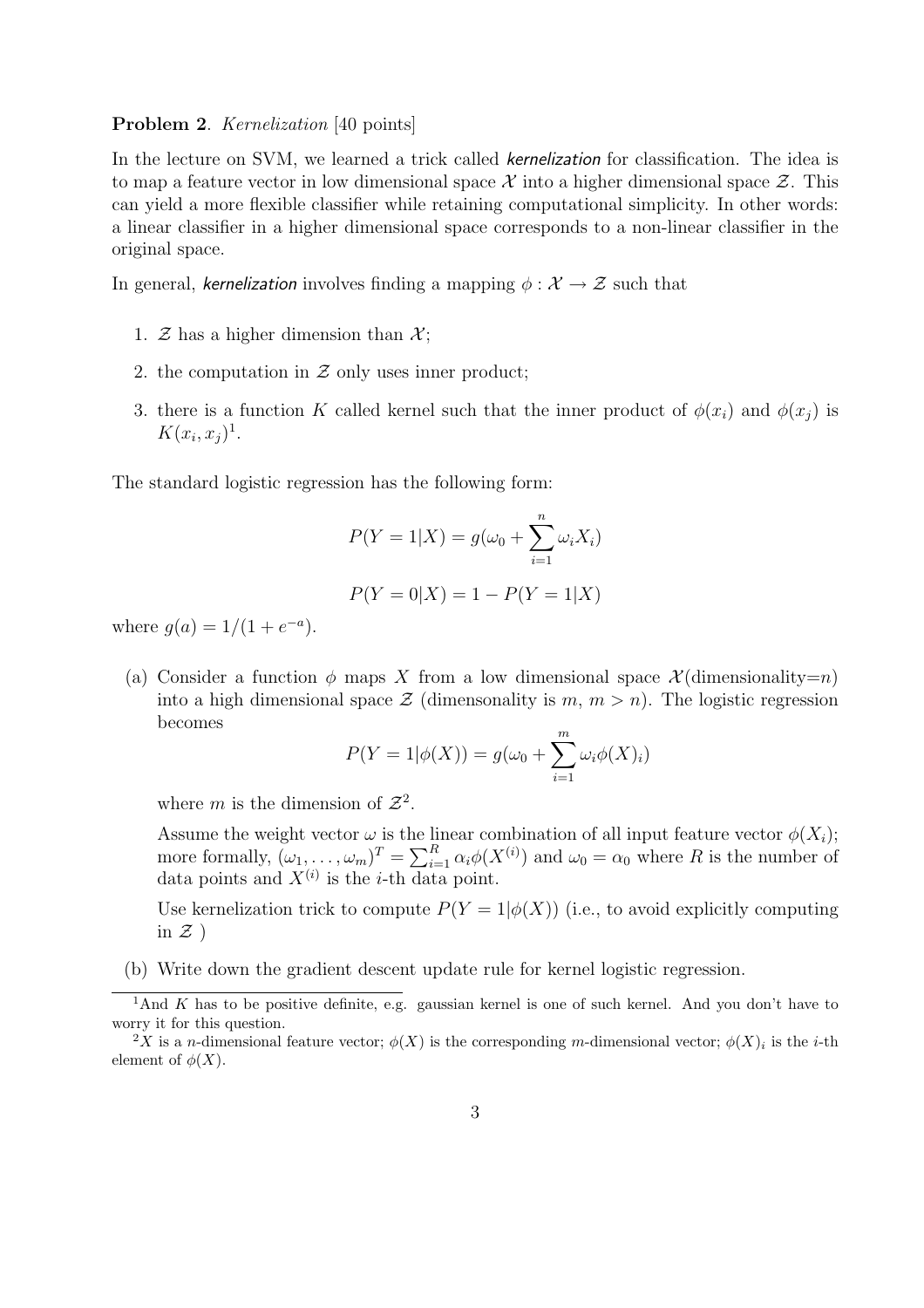**Problem 2**. *Kernelization* [40 points]

In the lecture on SVM, we learned a trick called ***kernelization*** for classification. The idea is to map a feature vector in low dimensional space $\mathcal{X}$ into a higher dimensional space $\mathcal{Z}$. This can yield a more flexible classifier while retaining computational simplicity. In other words: a linear classifier in a higher dimensional space corresponds to a non-linear classifier in the original space.

In general, ***kernelization*** involves finding a mapping $\phi : \mathcal{X} \to \mathcal{Z}$ such that

1. $\mathcal{Z}$ has a higher dimension than $\mathcal{X}$;
2. the computation in $\mathcal{Z}$ only uses inner product;
3. there is a function $K$ called kernel such that the inner product of $\phi(x_i)$ and $\phi(x_j)$ is $K(x_i, x_j)$[1].

The standard logistic regression has the following form:

$$P(Y = 1|X) = g(\omega_0 + \sum_{i=1}^{n} \omega_i X_i)$$

$$P(Y = 0|X) = 1 - P(Y = 1|X)$$

where $g(a) = 1/(1 + e^{-a})$.

(a) Consider a function $\phi$ maps $X$ from a low dimensional space $\mathcal{X}$(dimensionality=$n$) into a high dimensional space $\mathcal{Z}$ (dimensonality is $m$, $m > n$). The logistic regression becomes

$$P(Y = 1|\phi(X)) = g(\omega_0 + \sum_{i=1}^{m} \omega_i \phi(X)_i)$$

where $m$ is the dimension of $\mathcal{Z}$[2].

Assume the weight vector $\omega$ is the linear combination of all input feature vector $\phi(X_i)$; more formally, $(\omega_1, \ldots, \omega_m)^T = \sum_{i=1}^{R} \alpha_i \phi(X^{(i)})$ and $\omega_0 = \alpha_0$ where $R$ is the number of data points and $X^{(i)}$ is the $i$-th data point.

Use kernelization trick to compute $P(Y = 1|\phi(X))$ (i.e., to avoid explicitly computing in $\mathcal{Z}$ )

(b) Write down the gradient descent update rule for kernel logistic regression.

---

[1] And $K$ has to be positive definite, e.g. gaussian kernel is one of such kernel. And you don't have to worry it for this question.

[2] $X$ is a $n$-dimensional feature vector; $\phi(X)$ is the corresponding $m$-dimensional vector; $\phi(X)_i$ is the $i$-th element of $\phi(X)$.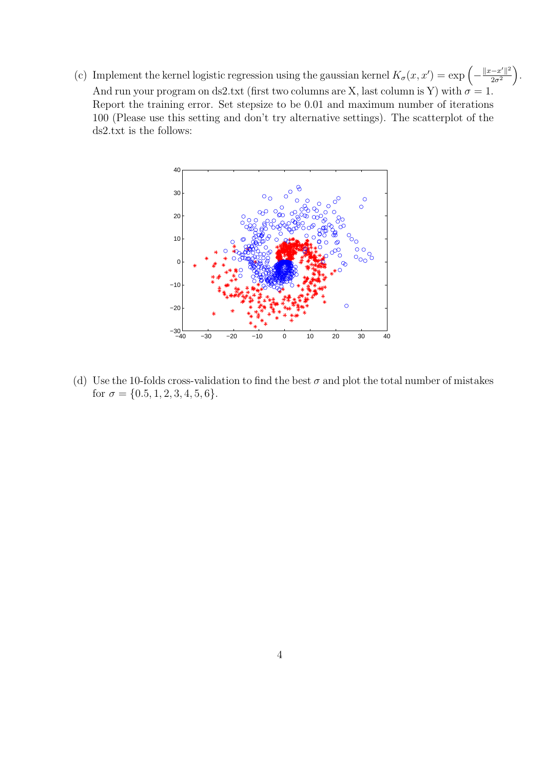(c) Implement the kernel logistic regression using the gaussian kernel $K_\sigma(x, x') = \exp\left(-\frac{\|x-x'\|^2}{2\sigma^2}\right)$. And run your program on ds2.txt (first two columns are X, last column is Y) with $\sigma = 1$. Report the training error. Set stepsize to be 0.01 and maximum number of iterations 100 (Please use this setting and don't try alternative settings). The scatterplot of the ds2.txt is the follows:

(d) Use the 10-folds cross-validation to find the best $\sigma$ and plot the total number of mistakes for $\sigma = \{0.5, 1, 2, 3, 4, 5, 6\}$.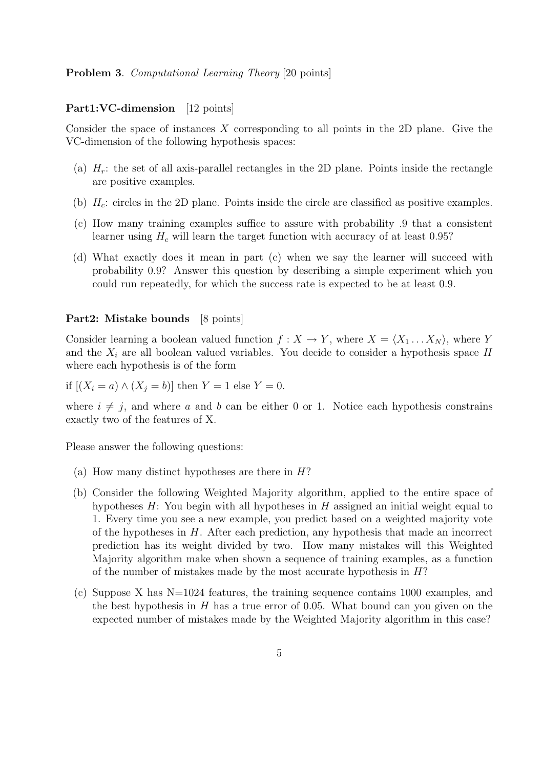**Problem 3**. *Computational Learning Theory* [20 points]

**Part1:VC-dimension** [12 points]

Consider the space of instances $X$ corresponding to all points in the 2D plane. Give the VC-dimension of the following hypothesis spaces:

(a) $H_r$: the set of all axis-parallel rectangles in the 2D plane. Points inside the rectangle are positive examples.

(b) $H_c$: circles in the 2D plane. Points inside the circle are classified as positive examples.

(c) How many training examples suffice to assure with probability .9 that a consistent learner using $H_c$ will learn the target function with accuracy of at least 0.95?

(d) What exactly does it mean in part (c) when we say the learner will succeed with probability 0.9? Answer this question by describing a simple experiment which you could run repeatedly, for which the success rate is expected to be at least 0.9.

**Part2: Mistake bounds** [8 points]

Consider learning a boolean valued function $f : X \to Y$, where $X = \langle X_1 \dots X_N \rangle$, where $Y$ and the $X_i$ are all boolean valued variables. You decide to consider a hypothesis space $H$ where each hypothesis is of the form

if $[(X_i = a) \wedge (X_j = b)]$ then $Y = 1$ else $Y = 0$.

where $i \neq j$, and where $a$ and $b$ can be either 0 or 1. Notice each hypothesis constrains exactly two of the features of X.

Please answer the following questions:

(a) How many distinct hypotheses are there in $H$?

(b) Consider the following Weighted Majority algorithm, applied to the entire space of hypotheses $H$: You begin with all hypotheses in $H$ assigned an initial weight equal to 1. Every time you see a new example, you predict based on a weighted majority vote of the hypotheses in $H$. After each prediction, any hypothesis that made an incorrect prediction has its weight divided by two. How many mistakes will this Weighted Majority algorithm make when shown a sequence of training examples, as a function of the number of mistakes made by the most accurate hypothesis in $H$?

(c) Suppose X has N=1024 features, the training sequence contains 1000 examples, and the best hypothesis in $H$ has a true error of 0.05. What bound can you given on the expected number of mistakes made by the Weighted Majority algorithm in this case?